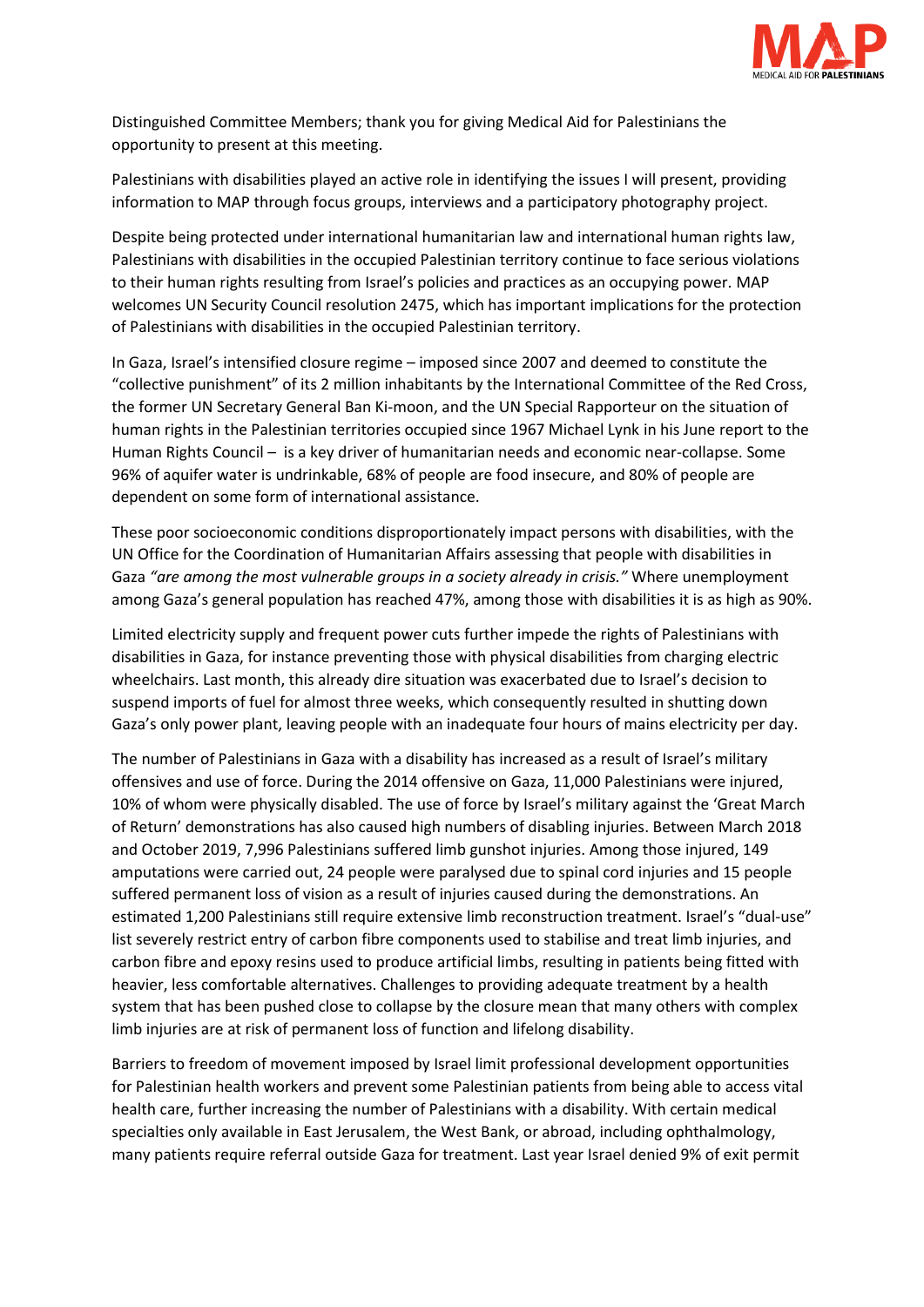Distinguished Committee Members; thank you for giving Medical Aid for Palestinians the opportunity to present at this meeting.

Palestinians with disabilities played an active role in identifying the issues I will present, providing information to MAP through focus groups, interviews and a participatory photography project.

Despite being protected under international humanitarian law and international human rights law, Palestinians with disabilities in the occupied Palestinian territory continue to face serious violations to their human rights resulting from Israel's policies and practices as an occupying power. MAP welcomes UN Security Council resolution 2475, which has important implications for the protection of Palestinians with disabilities in the occupied Palestinian territory.

In Gaza, Israel's intensified closure regime – imposed since 2007 and deemed to constitute the "collective punishment" of its 2 million inhabitants by the International Committee of the Red Cross, the former UN Secretary General Ban Ki-moon, and the UN Special Rapporteur on the situation of human rights in the Palestinian territories occupied since 1967 Michael Lynk in his June report to the Human Rights Council – is a key driver of humanitarian needs and economic near-collapse. Some 96% of aquifer water is undrinkable, 68% of people are food insecure, and 80% of people are dependent on some form of international assistance.

These poor socioeconomic conditions disproportionately impact persons with disabilities, with the UN Office for the Coordination of Humanitarian Affairs assessing that people with disabilities in Gaza *"are among the most vulnerable groups in a society already in crisis."* Where unemployment among Gaza's general population has reached 47%, among those with disabilities it is as high as 90%.

Limited electricity supply and frequent power cuts further impede the rights of Palestinians with disabilities in Gaza, for instance preventing those with physical disabilities from charging electric wheelchairs. Last month, this already dire situation was exacerbated due to Israel's decision to suspend imports of fuel for almost three weeks, which consequently resulted in shutting down Gaza's only power plant, leaving people with an inadequate four hours of mains electricity per day.

The number of Palestinians in Gaza with a disability has increased as a result of Israel's military offensives and use of force. During the 2014 offensive on Gaza, 11,000 Palestinians were injured, 10% of whom were physically disabled. The use of force by Israel's military against the 'Great March of Return' demonstrations has also caused high numbers of disabling injuries. Between March 2018 and October 2019, 7,996 Palestinians suffered limb gunshot injuries. Among those injured, 149 amputations were carried out, 24 people were paralysed due to spinal cord injuries and 15 people suffered permanent loss of vision as a result of injuries caused during the demonstrations. An estimated 1,200 Palestinians still require extensive limb reconstruction treatment. Israel's "dual-use" list severely restrict entry of carbon fibre components used to stabilise and treat limb injuries, and carbon fibre and epoxy resins used to produce artificial limbs, resulting in patients being fitted with heavier, less comfortable alternatives. Challenges to providing adequate treatment by a health system that has been pushed close to collapse by the closure mean that many others with complex limb injuries are at risk of permanent loss of function and lifelong disability.

Barriers to freedom of movement imposed by Israel limit professional development opportunities for Palestinian health workers and prevent some Palestinian patients from being able to access vital health care, further increasing the number of Palestinians with a disability. With certain medical specialties only available in East Jerusalem, the West Bank, or abroad, including ophthalmology, many patients require referral outside Gaza for treatment. Last year Israel denied 9% of exit permit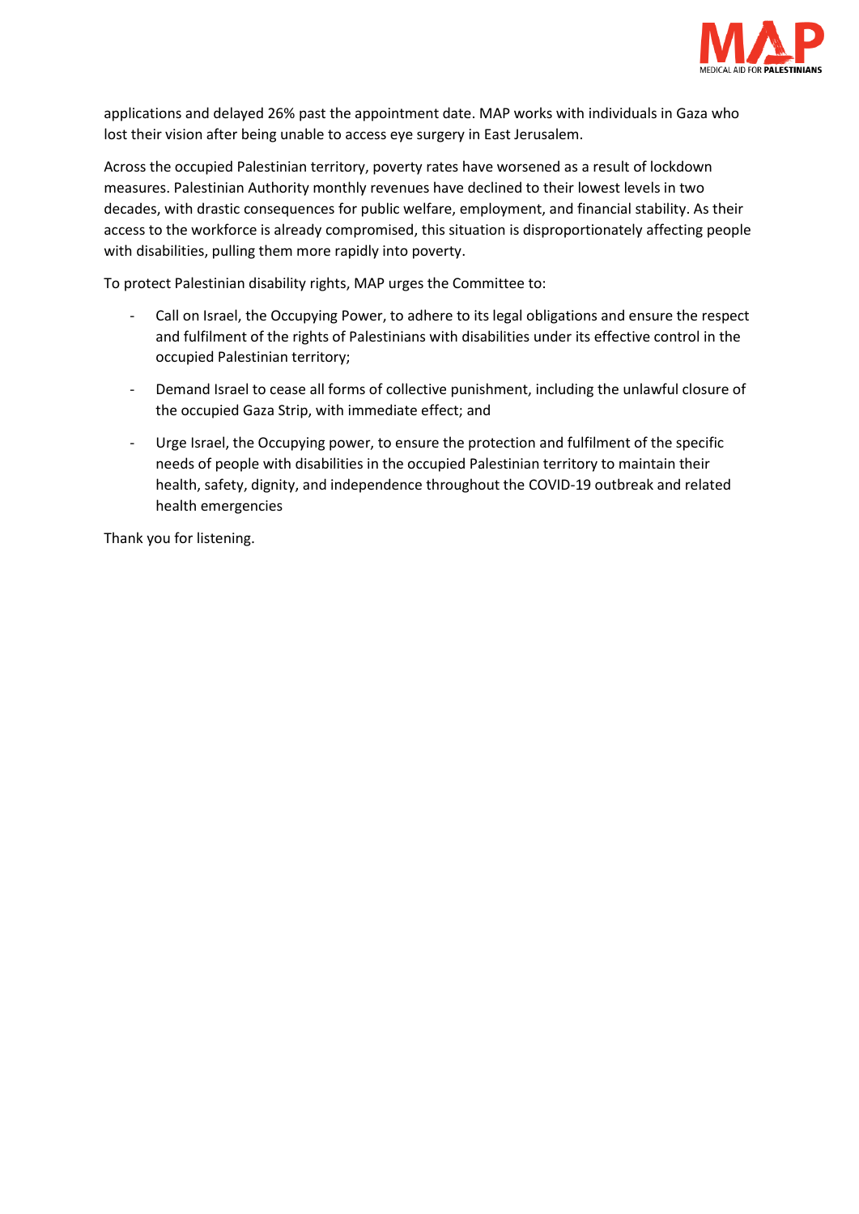applications and delayed 26% past the appointment date. MAP works with individuals in Gaza who lost their vision after being unable to access eye surgery in East Jerusalem.

Across the occupied Palestinian territory, poverty rates have worsened as a result of lockdown measures. Palestinian Authority monthly revenues have declined to their lowest levels in two decades, with drastic consequences for public welfare, employment, and financial stability. As their access to the workforce is already compromised, this situation is disproportionately affecting people with disabilities, pulling them more rapidly into poverty.

To protect Palestinian disability rights, MAP urges the Committee to:

- Call on Israel, the Occupying Power, to adhere to its legal obligations and ensure the respect and fulfilment of the rights of Palestinians with disabilities under its effective control in the occupied Palestinian territory;
- Demand Israel to cease all forms of collective punishment, including the unlawful closure of the occupied Gaza Strip, with immediate effect; and
- Urge Israel, the Occupying power, to ensure the protection and fulfilment of the specific needs of people with disabilities in the occupied Palestinian territory to maintain their health, safety, dignity, and independence throughout the COVID-19 outbreak and related health emergencies

Thank you for listening.